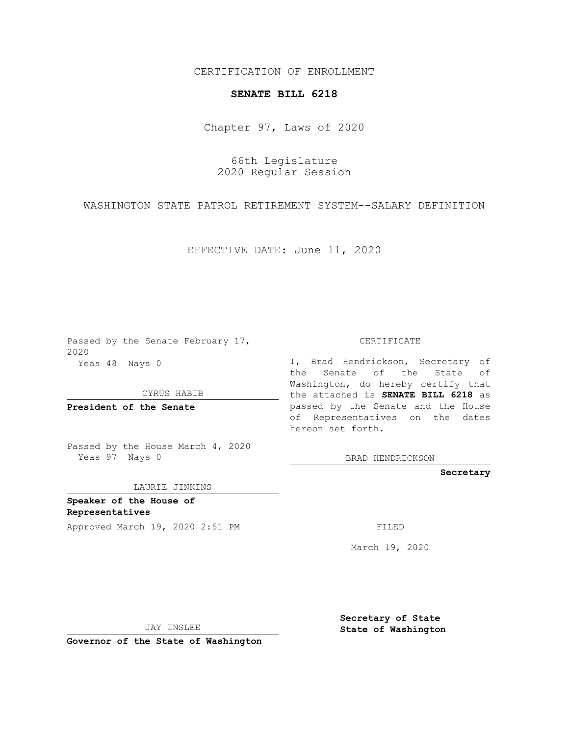CERTIFICATION OF ENROLLMENT

**SENATE BILL 6218**

Chapter 97, Laws of 2020

66th Legislature
2020 Regular Session

WASHINGTON STATE PATROL RETIREMENT SYSTEM--SALARY DEFINITION

EFFECTIVE DATE: June 11, 2020

Passed by the Senate February 17, 2020
Yeas 48 Nays 0

CYRUS HABIB

**President of the Senate**

Passed by the House March 4, 2020
Yeas 97 Nays 0

LAURIE JINKINS

**Speaker of the House of Representatives**

Approved March 19, 2020 2:51 PM

JAY INSLEE

**Governor of the State of Washington**

CERTIFICATE

I, Brad Hendrickson, Secretary of the Senate of the State of Washington, do hereby certify that the attached is **SENATE BILL 6218** as passed by the Senate and the House of Representatives on the dates hereon set forth.

BRAD HENDRICKSON

**Secretary**

FILED

March 19, 2020

**Secretary of State**
**State of Washington**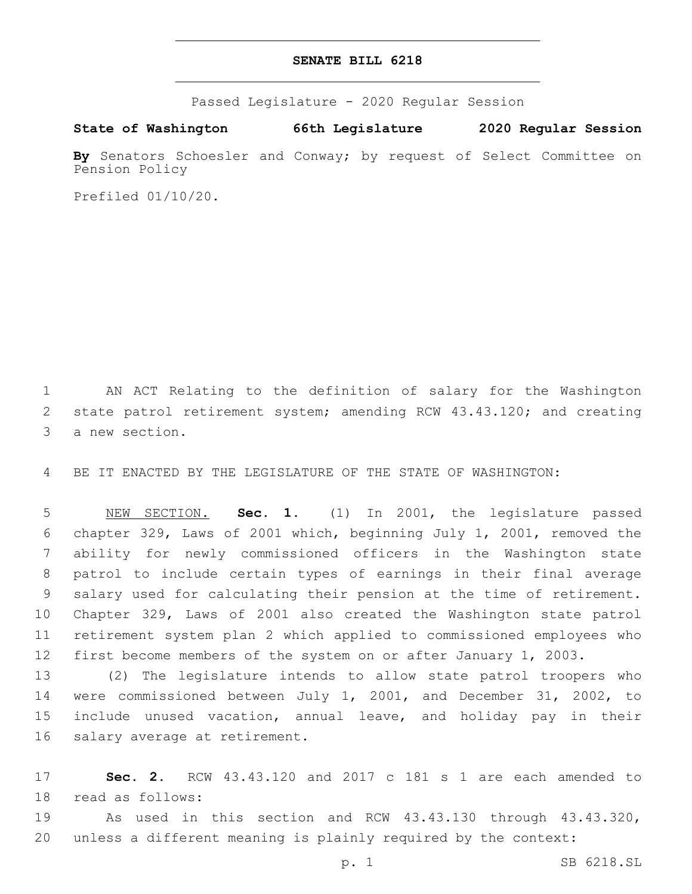# SENATE BILL 6218

Passed Legislature - 2020 Regular Session

**State of Washington 66th Legislature 2020 Regular Session**

**By** Senators Schoesler and Conway; by request of Select Committee on Pension Policy

Prefiled 01/10/20.

AN ACT Relating to the definition of salary for the Washington state patrol retirement system; amending RCW 43.43.120; and creating a new section.

BE IT ENACTED BY THE LEGISLATURE OF THE STATE OF WASHINGTON:

NEW SECTION. **Sec. 1.** (1) In 2001, the legislature passed chapter 329, Laws of 2001 which, beginning July 1, 2001, removed the ability for newly commissioned officers in the Washington state patrol to include certain types of earnings in their final average salary used for calculating their pension at the time of retirement. Chapter 329, Laws of 2001 also created the Washington state patrol retirement system plan 2 which applied to commissioned employees who first become members of the system on or after January 1, 2003.

(2) The legislature intends to allow state patrol troopers who were commissioned between July 1, 2001, and December 31, 2002, to include unused vacation, annual leave, and holiday pay in their salary average at retirement.

**Sec. 2.** RCW 43.43.120 and 2017 c 181 s 1 are each amended to read as follows:

As used in this section and RCW 43.43.130 through 43.43.320, unless a different meaning is plainly required by the context: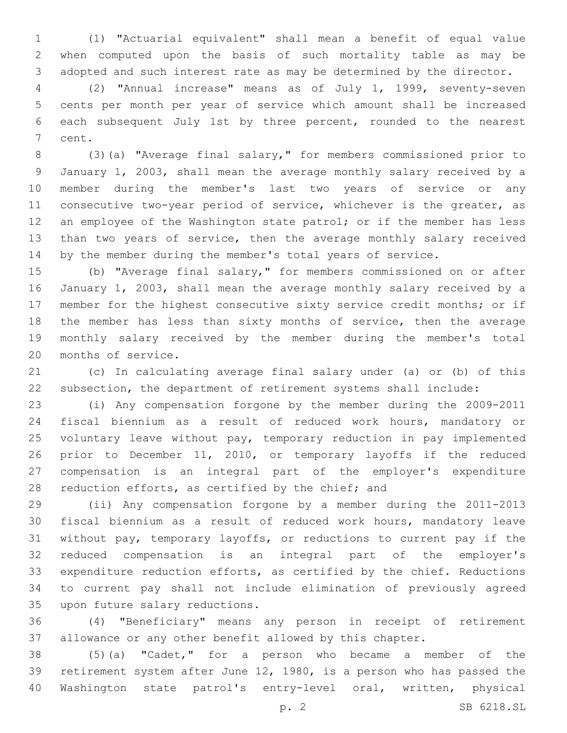(1) "Actuarial equivalent" shall mean a benefit of equal value when computed upon the basis of such mortality table as may be adopted and such interest rate as may be determined by the director.

(2) "Annual increase" means as of July 1, 1999, seventy-seven cents per month per year of service which amount shall be increased each subsequent July 1st by three percent, rounded to the nearest cent.

(3)(a) "Average final salary," for members commissioned prior to January 1, 2003, shall mean the average monthly salary received by a member during the member's last two years of service or any consecutive two-year period of service, whichever is the greater, as an employee of the Washington state patrol; or if the member has less than two years of service, then the average monthly salary received by the member during the member's total years of service.

(b) "Average final salary," for members commissioned on or after January 1, 2003, shall mean the average monthly salary received by a member for the highest consecutive sixty service credit months; or if the member has less than sixty months of service, then the average monthly salary received by the member during the member's total months of service.

(c) In calculating average final salary under (a) or (b) of this subsection, the department of retirement systems shall include:

(i) Any compensation forgone by the member during the 2009-2011 fiscal biennium as a result of reduced work hours, mandatory or voluntary leave without pay, temporary reduction in pay implemented prior to December 11, 2010, or temporary layoffs if the reduced compensation is an integral part of the employer's expenditure reduction efforts, as certified by the chief; and

(ii) Any compensation forgone by a member during the 2011-2013 fiscal biennium as a result of reduced work hours, mandatory leave without pay, temporary layoffs, or reductions to current pay if the reduced compensation is an integral part of the employer's expenditure reduction efforts, as certified by the chief. Reductions to current pay shall not include elimination of previously agreed upon future salary reductions.

(4) "Beneficiary" means any person in receipt of retirement allowance or any other benefit allowed by this chapter.

(5)(a) "Cadet," for a person who became a member of the retirement system after June 12, 1980, is a person who has passed the Washington state patrol's entry-level oral, written, physical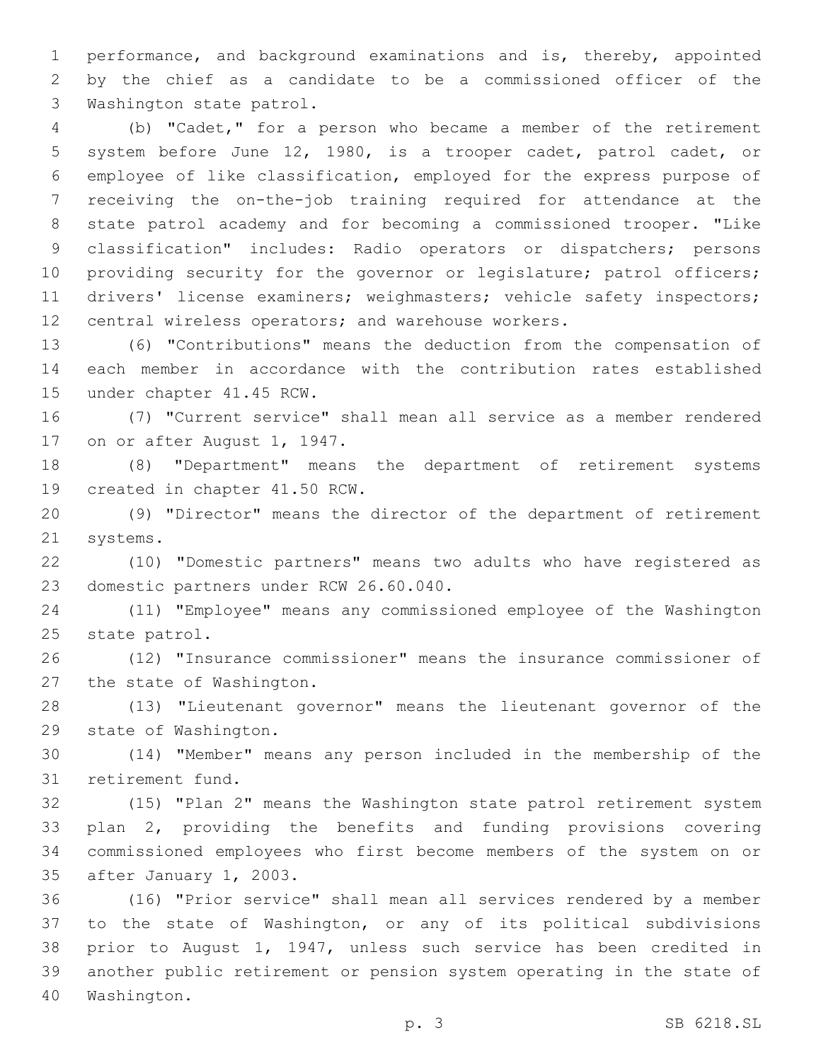performance, and background examinations and is, thereby, appointed by the chief as a candidate to be a commissioned officer of the Washington state patrol.

(b) "Cadet," for a person who became a member of the retirement system before June 12, 1980, is a trooper cadet, patrol cadet, or employee of like classification, employed for the express purpose of receiving the on-the-job training required for attendance at the state patrol academy and for becoming a commissioned trooper. "Like classification" includes: Radio operators or dispatchers; persons providing security for the governor or legislature; patrol officers; drivers' license examiners; weighmasters; vehicle safety inspectors; central wireless operators; and warehouse workers.

(6) "Contributions" means the deduction from the compensation of each member in accordance with the contribution rates established under chapter 41.45 RCW.

(7) "Current service" shall mean all service as a member rendered on or after August 1, 1947.

(8) "Department" means the department of retirement systems created in chapter 41.50 RCW.

(9) "Director" means the director of the department of retirement systems.

(10) "Domestic partners" means two adults who have registered as domestic partners under RCW 26.60.040.

(11) "Employee" means any commissioned employee of the Washington state patrol.

(12) "Insurance commissioner" means the insurance commissioner of the state of Washington.

(13) "Lieutenant governor" means the lieutenant governor of the state of Washington.

(14) "Member" means any person included in the membership of the retirement fund.

(15) "Plan 2" means the Washington state patrol retirement system plan 2, providing the benefits and funding provisions covering commissioned employees who first become members of the system on or after January 1, 2003.

(16) "Prior service" shall mean all services rendered by a member to the state of Washington, or any of its political subdivisions prior to August 1, 1947, unless such service has been credited in another public retirement or pension system operating in the state of Washington.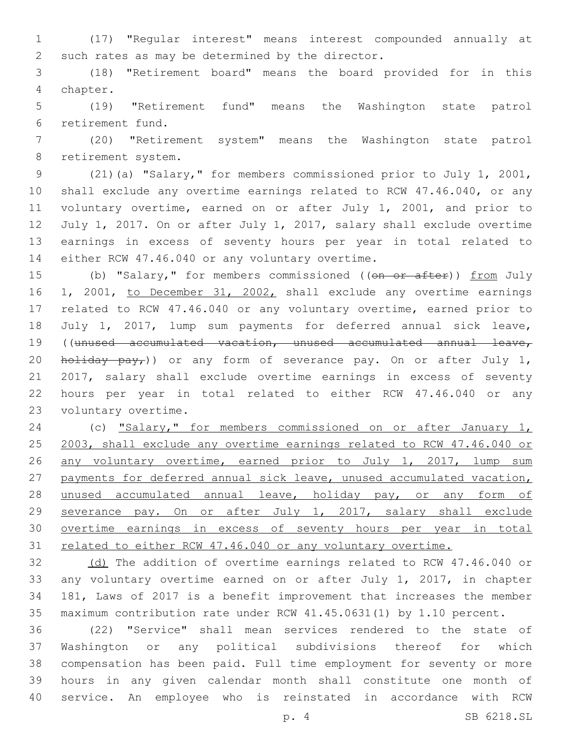(17) "Regular interest" means interest compounded annually at such rates as may be determined by the director.

(18) "Retirement board" means the board provided for in this chapter.

(19) "Retirement fund" means the Washington state patrol retirement fund.

(20) "Retirement system" means the Washington state patrol retirement system.

(21)(a) "Salary," for members commissioned prior to July 1, 2001, shall exclude any overtime earnings related to RCW 47.46.040, or any voluntary overtime, earned on or after July 1, 2001, and prior to July 1, 2017. On or after July 1, 2017, salary shall exclude overtime earnings in excess of seventy hours per year in total related to either RCW 47.46.040 or any voluntary overtime.

(b) "Salary," for members commissioned ((~~on or after~~)) from July 1, 2001, to December 31, 2002, shall exclude any overtime earnings related to RCW 47.46.040 or any voluntary overtime, earned prior to July 1, 2017, lump sum payments for deferred annual sick leave, ((~~unused accumulated vacation, unused accumulated annual leave, holiday pay,~~)) or any form of severance pay. On or after July 1, 2017, salary shall exclude overtime earnings in excess of seventy hours per year in total related to either RCW 47.46.040 or any voluntary overtime.

(c) "Salary," for members commissioned on or after January 1, 2003, shall exclude any overtime earnings related to RCW 47.46.040 or any voluntary overtime, earned prior to July 1, 2017, lump sum payments for deferred annual sick leave, unused accumulated vacation, unused accumulated annual leave, holiday pay, or any form of severance pay. On or after July 1, 2017, salary shall exclude overtime earnings in excess of seventy hours per year in total related to either RCW 47.46.040 or any voluntary overtime.

(d) The addition of overtime earnings related to RCW 47.46.040 or any voluntary overtime earned on or after July 1, 2017, in chapter 181, Laws of 2017 is a benefit improvement that increases the member maximum contribution rate under RCW 41.45.0631(1) by 1.10 percent.

(22) "Service" shall mean services rendered to the state of Washington or any political subdivisions thereof for which compensation has been paid. Full time employment for seventy or more hours in any given calendar month shall constitute one month of service. An employee who is reinstated in accordance with RCW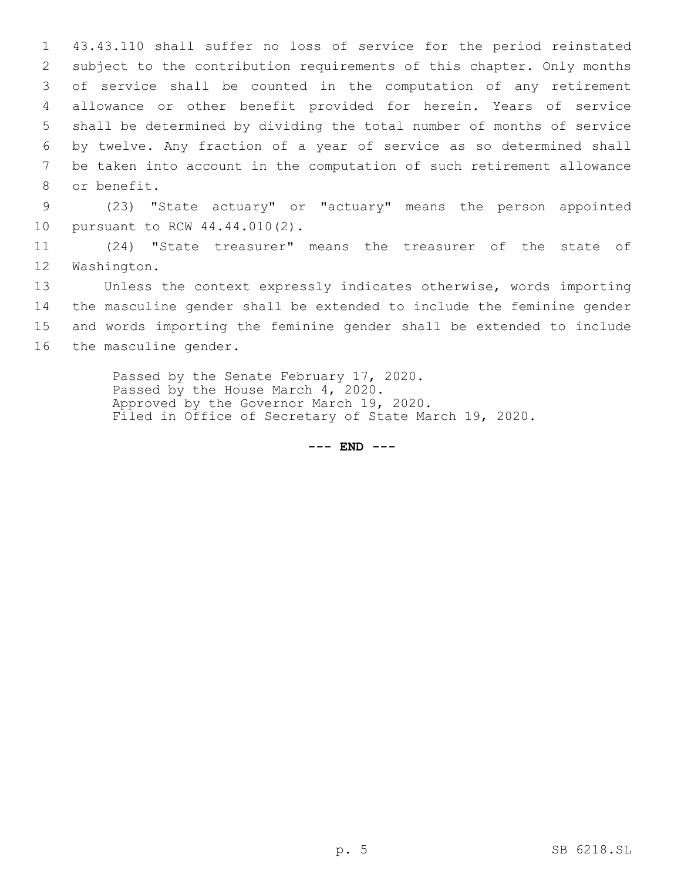43.43.110 shall suffer no loss of service for the period reinstated subject to the contribution requirements of this chapter. Only months of service shall be counted in the computation of any retirement allowance or other benefit provided for herein. Years of service shall be determined by dividing the total number of months of service by twelve. Any fraction of a year of service as so determined shall be taken into account in the computation of such retirement allowance or benefit.

(23) "State actuary" or "actuary" means the person appointed pursuant to RCW 44.44.010(2).

(24) "State treasurer" means the treasurer of the state of Washington.

Unless the context expressly indicates otherwise, words importing the masculine gender shall be extended to include the feminine gender and words importing the feminine gender shall be extended to include the masculine gender.

Passed by the Senate February 17, 2020.
Passed by the House March 4, 2020.
Approved by the Governor March 19, 2020.
Filed in Office of Secretary of State March 19, 2020.

**--- END ---**